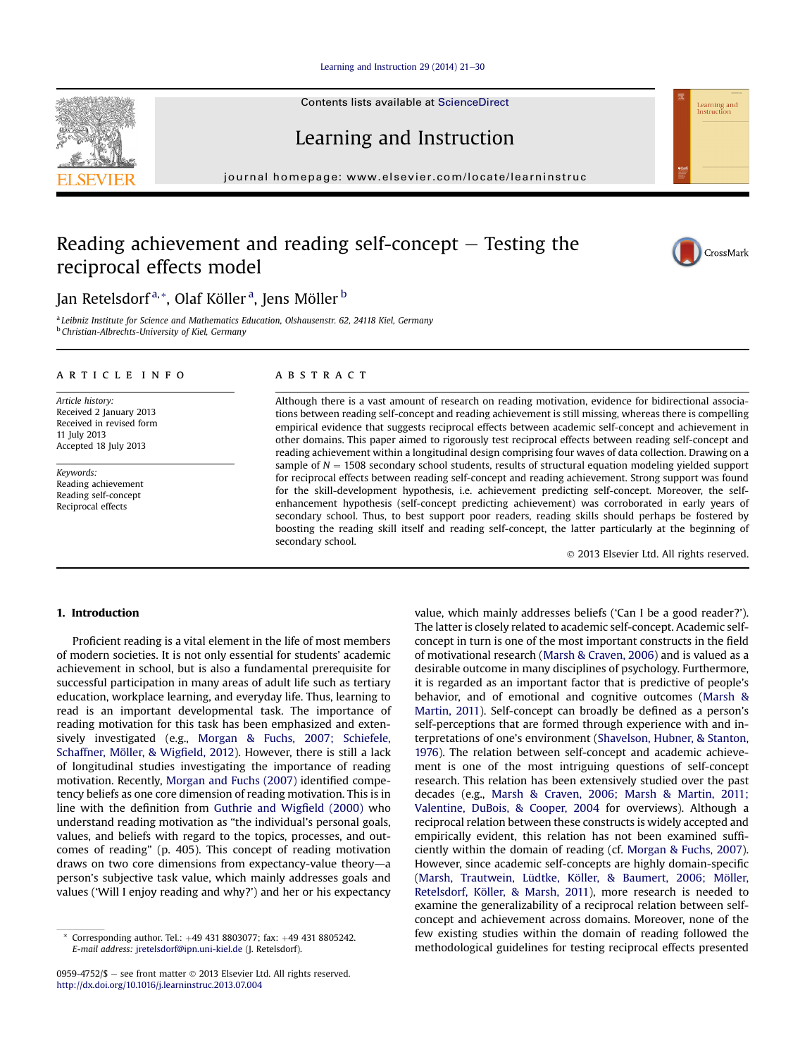# Reading achievement and reading self-concept — Testing the reciprocal effects model

Jan Retelsdorf[a,*], Olaf Köller[a], Jens Möller[b]

[a] Leibniz Institute for Science and Mathematics Education, Olshausenstr. 62, 24118 Kiel, Germany
[b] Christian-Albrechts-University of Kiel, Germany

## ARTICLE INFO

*Article history:*
Received 2 January 2013
Received in revised form
11 July 2013
Accepted 18 July 2013

*Keywords:*
Reading achievement
Reading self-concept
Reciprocal effects

## ABSTRACT

Although there is a vast amount of research on reading motivation, evidence for bidirectional associations between reading self-concept and reading achievement is still missing, whereas there is compelling empirical evidence that suggests reciprocal effects between academic self-concept and achievement in other domains. This paper aimed to rigorously test reciprocal effects between reading self-concept and reading achievement within a longitudinal design comprising four waves of data collection. Drawing on a sample of $N = 1508$ secondary school students, results of structural equation modeling yielded support for reciprocal effects between reading self-concept and reading achievement. Strong support was found for the skill-development hypothesis, i.e. achievement predicting self-concept. Moreover, the self-enhancement hypothesis (self-concept predicting achievement) was corroborated in early years of secondary school. Thus, to best support poor readers, reading skills should perhaps be fostered by boosting the reading skill itself and reading self-concept, the latter particularly at the beginning of secondary school.

© 2013 Elsevier Ltd. All rights reserved.

## 1. Introduction

Proficient reading is a vital element in the life of most members of modern societies. It is not only essential for students' academic achievement in school, but is also a fundamental prerequisite for successful participation in many areas of adult life such as tertiary education, workplace learning, and everyday life. Thus, learning to read is an important developmental task. The importance of reading motivation for this task has been emphasized and extensively investigated (e.g., Morgan & Fuchs, 2007; Schiefele, Schaffner, Möller, & Wigfield, 2012). However, there is still a lack of longitudinal studies investigating the importance of reading motivation. Recently, Morgan and Fuchs (2007) identified competency beliefs as one core dimension of reading motivation. This is in line with the definition from Guthrie and Wigfield (2000) who understand reading motivation as "the individual's personal goals, values, and beliefs with regard to the topics, processes, and outcomes of reading" (p. 405). This concept of reading motivation draws on two core dimensions from expectancy-value theory—a person's subjective task value, which mainly addresses goals and values ('Will I enjoy reading and why?') and her or his expectancy value, which mainly addresses beliefs ('Can I be a good reader?'). The latter is closely related to academic self-concept. Academic self-concept in turn is one of the most important constructs in the field of motivational research (Marsh & Craven, 2006) and is valued as a desirable outcome in many disciplines of psychology. Furthermore, it is regarded as an important factor that is predictive of people's behavior, and of emotional and cognitive outcomes (Marsh & Martin, 2011). Self-concept can broadly be defined as a person's self-perceptions that are formed through experience with and interpretations of one's environment (Shavelson, Hubner, & Stanton, 1976). The relation between self-concept and academic achievement is one of the most intriguing questions of self-concept research. This relation has been extensively studied over the past decades (e.g., Marsh & Craven, 2006; Marsh & Martin, 2011; Valentine, DuBois, & Cooper, 2004 for overviews). Although a reciprocal relation between these constructs is widely accepted and empirically evident, this relation has not been examined sufficiently within the domain of reading (cf. Morgan & Fuchs, 2007). However, since academic self-concepts are highly domain-specific (Marsh, Trautwein, Lüdtke, Köller, & Baumert, 2006; Möller, Retelsdorf, Köller, & Marsh, 2011), more research is needed to examine the generalizability of a reciprocal relation between self-concept and achievement across domains. Moreover, none of the few existing studies within the domain of reading followed the methodological guidelines for testing reciprocal effects presented

\* Corresponding author. Tel.: +49 431 8803077; fax: +49 431 8805242.
*E-mail address:* jretelsdorf@ipn.uni-kiel.de (J. Retelsdorf).

0959-4752/$ — see front matter © 2013 Elsevier Ltd. All rights reserved.
http://dx.doi.org/10.1016/j.learninstruc.2013.07.004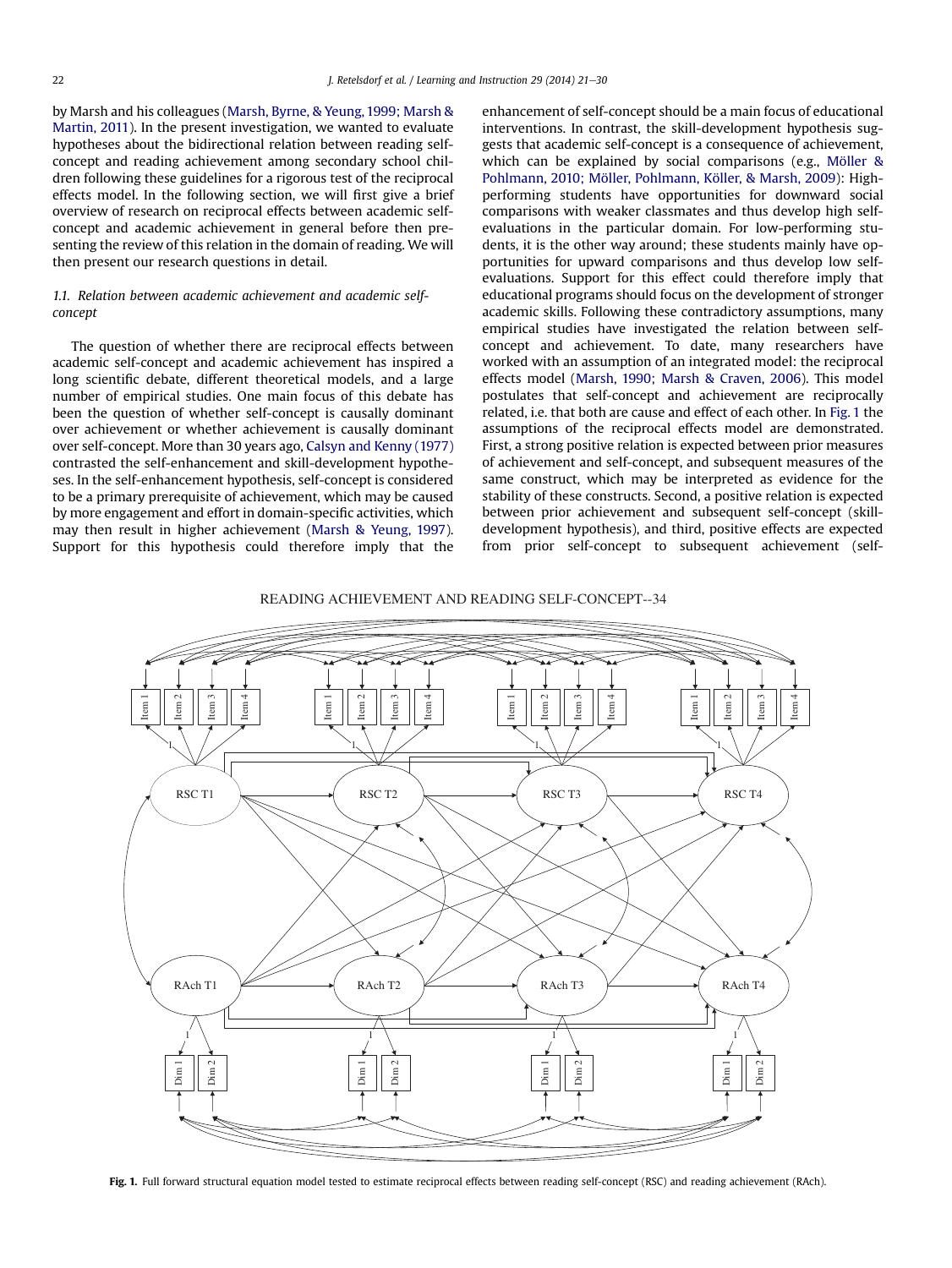by Marsh and his colleagues (Marsh, Byrne, & Yeung, 1999; Marsh & Martin, 2011). In the present investigation, we wanted to evaluate hypotheses about the bidirectional relation between reading self-concept and reading achievement among secondary school children following these guidelines for a rigorous test of the reciprocal effects model. In the following section, we will first give a brief overview of research on reciprocal effects between academic self-concept and academic achievement in general before then presenting the review of this relation in the domain of reading. We will then present our research questions in detail.

### 1.1. Relation between academic achievement and academic self-concept

The question of whether there are reciprocal effects between academic self-concept and academic achievement has inspired a long scientific debate, different theoretical models, and a large number of empirical studies. One main focus of this debate has been the question of whether self-concept is causally dominant over achievement or whether achievement is causally dominant over self-concept. More than 30 years ago, Calsyn and Kenny (1977) contrasted the self-enhancement and skill-development hypotheses. In the self-enhancement hypothesis, self-concept is considered to be a primary prerequisite of achievement, which may be caused by more engagement and effort in domain-specific activities, which may then result in higher achievement (Marsh & Yeung, 1997). Support for this hypothesis could therefore imply that the enhancement of self-concept should be a main focus of educational interventions. In contrast, the skill-development hypothesis suggests that academic self-concept is a consequence of achievement, which can be explained by social comparisons (e.g., Möller & Pohlmann, 2010; Möller, Pohlmann, Köller, & Marsh, 2009): High-performing students have opportunities for downward social comparisons with weaker classmates and thus develop high self-evaluations in the particular domain. For low-performing students, it is the other way around; these students mainly have opportunities for upward comparisons and thus develop low self-evaluations. Support for this effect could therefore imply that educational programs should focus on the development of stronger academic skills. Following these contradictory assumptions, many empirical studies have investigated the relation between self-concept and achievement. To date, many researchers have worked with an assumption of an integrated model: the reciprocal effects model (Marsh, 1990; Marsh & Craven, 2006). This model postulates that self-concept and achievement are reciprocally related, i.e. that both are cause and effect of each other. In Fig. 1 the assumptions of the reciprocal effects model are demonstrated. First, a strong positive relation is expected between prior measures of achievement and self-concept, and subsequent measures of the same construct, which may be interpreted as evidence for the stability of these constructs. Second, a positive relation is expected between prior achievement and subsequent self-concept (skill-development hypothesis), and third, positive effects are expected from prior self-concept to subsequent achievement (self-

READING ACHIEVEMENT AND READING SELF-CONCEPT--34

**Fig. 1.** Full forward structural equation model tested to estimate reciprocal effects between reading self-concept (RSC) and reading achievement (RAch).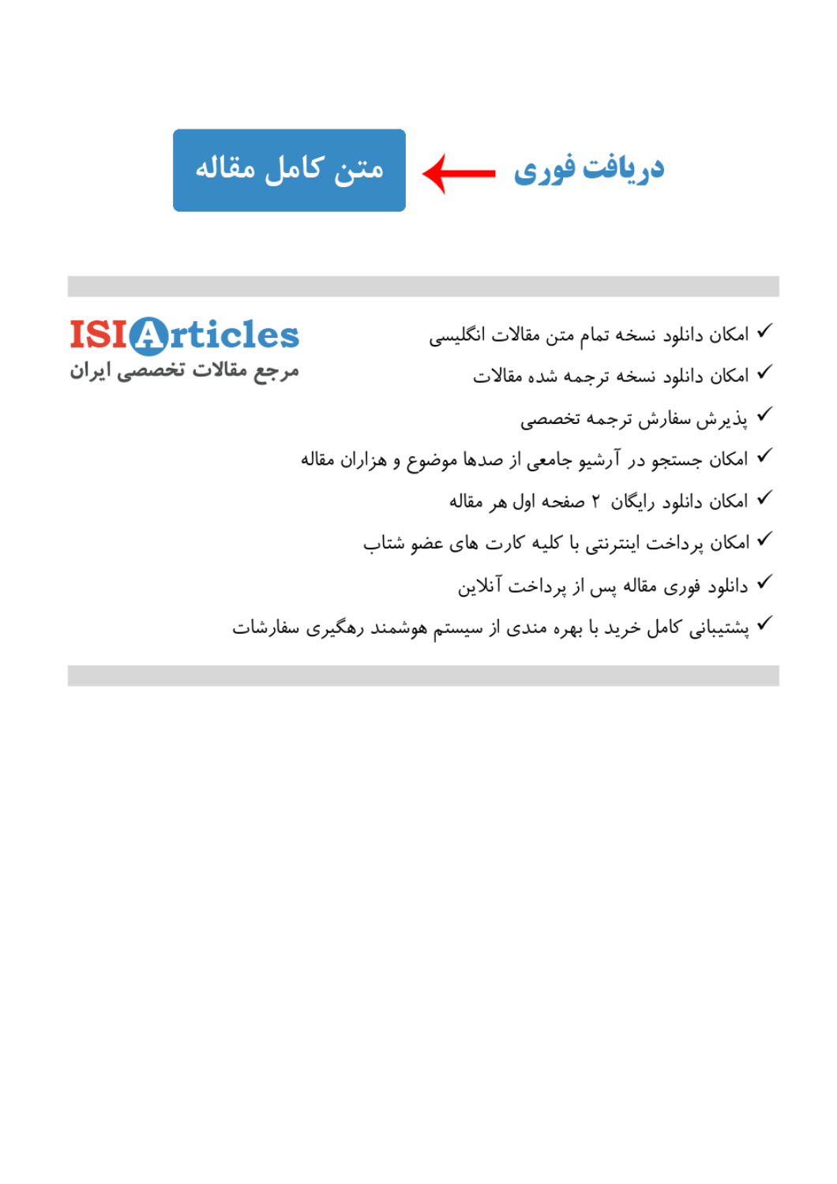دریافت فوری ← **متن کامل مقاله**

**ISIArticles**
مرجع مقالات تخصصی ایران

- ✓ امکان دانلود نسخه تمام متن مقالات انگلیسی
- ✓ امکان دانلود نسخه ترجمه شده مقالات
- ✓ پذیرش سفارش ترجمه تخصصی
- ✓ امکان جستجو در آرشیو جامعی از صدها موضوع و هزاران مقاله
- ✓ امکان دانلود رایگان ۲ صفحه اول هر مقاله
- ✓ امکان پرداخت اینترنتی با کلیه کارت های عضو شتاب
- ✓ دانلود فوری مقاله پس از پرداخت آنلاین
- ✓ پشتیبانی کامل خرید با بهره مندی از سیستم هوشمند رهگیری سفارشات